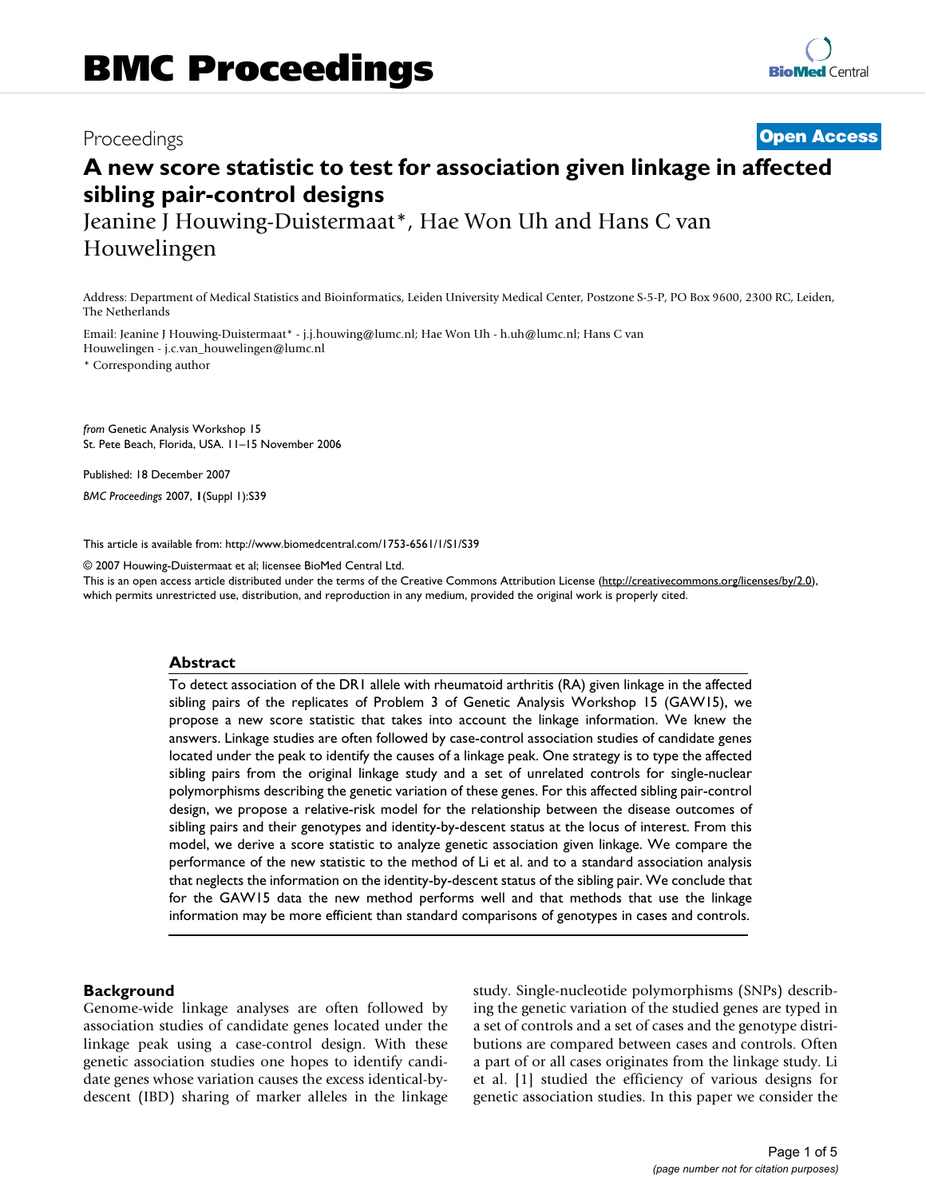# BMC Proceedings

Proceedings **Open Access**

# A new score statistic to test for association given linkage in affected sibling pair-control designs

Jeanine J Houwing-Duistermaat*, Hae Won Uh and Hans C van Houwelingen

Address: Department of Medical Statistics and Bioinformatics, Leiden University Medical Center, Postzone S-5-P, PO Box 9600, 2300 RC, Leiden, The Netherlands

Email: Jeanine J Houwing-Duistermaat* - j.j.houwing@lumc.nl; Hae Won Uh - h.uh@lumc.nl; Hans C van Houwelingen - j.c.van_houwelingen@lumc.nl

* Corresponding author

*from* Genetic Analysis Workshop 15
St. Pete Beach, Florida, USA. 11–15 November 2006

Published: 18 December 2007

*BMC Proceedings* 2007, **1**(Suppl 1):S39

This article is available from: http://www.biomedcentral.com/1753-6561/1/S1/S39

© 2007 Houwing-Duistermaat et al; licensee BioMed Central Ltd.
This is an open access article distributed under the terms of the Creative Commons Attribution License (http://creativecommons.org/licenses/by/2.0), which permits unrestricted use, distribution, and reproduction in any medium, provided the original work is properly cited.

## Abstract

To detect association of the DR1 allele with rheumatoid arthritis (RA) given linkage in the affected sibling pairs of the replicates of Problem 3 of Genetic Analysis Workshop 15 (GAW15), we propose a new score statistic that takes into account the linkage information. We knew the answers. Linkage studies are often followed by case-control association studies of candidate genes located under the peak to identify the causes of a linkage peak. One strategy is to type the affected sibling pairs from the original linkage study and a set of unrelated controls for single-nuclear polymorphisms describing the genetic variation of these genes. For this affected sibling pair-control design, we propose a relative-risk model for the relationship between the disease outcomes of sibling pairs and their genotypes and identity-by-descent status at the locus of interest. From this model, we derive a score statistic to analyze genetic association given linkage. We compare the performance of the new statistic to the method of Li et al. and to a standard association analysis that neglects the information on the identity-by-descent status of the sibling pair. We conclude that for the GAW15 data the new method performs well and that methods that use the linkage information may be more efficient than standard comparisons of genotypes in cases and controls.

## Background

Genome-wide linkage analyses are often followed by association studies of candidate genes located under the linkage peak using a case-control design. With these genetic association studies one hopes to identify candidate genes whose variation causes the excess identical-by-descent (IBD) sharing of marker alleles in the linkage study. Single-nucleotide polymorphisms (SNPs) describing the genetic variation of the studied genes are typed in a set of controls and a set of cases and the genotype distributions are compared between cases and controls. Often a part of or all cases originates from the linkage study. Li et al. [1] studied the efficiency of various designs for genetic association studies. In this paper we consider the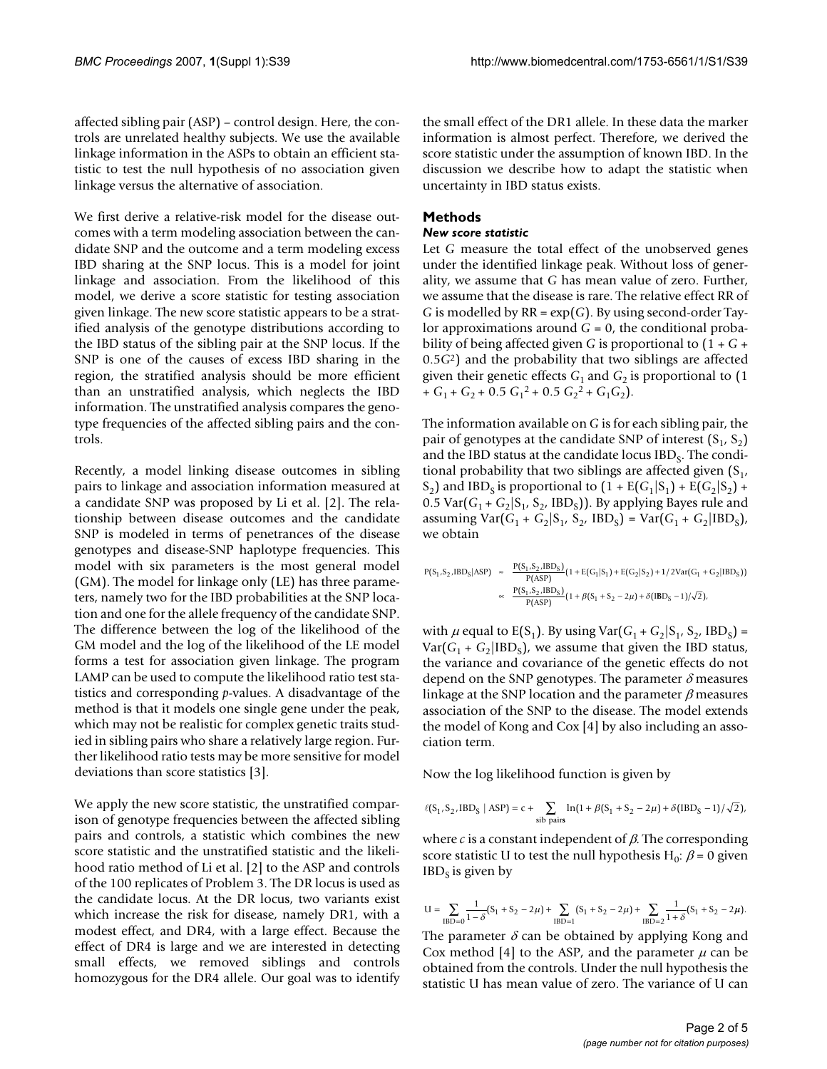affected sibling pair (ASP) – control design. Here, the controls are unrelated healthy subjects. We use the available linkage information in the ASPs to obtain an efficient statistic to test the null hypothesis of no association given linkage versus the alternative of association.

We first derive a relative-risk model for the disease outcomes with a term modeling association between the candidate SNP and the outcome and a term modeling excess IBD sharing at the SNP locus. This is a model for joint linkage and association. From the likelihood of this model, we derive a score statistic for testing association given linkage. The new score statistic appears to be a stratified analysis of the genotype distributions according to the IBD status of the sibling pair at the SNP locus. If the SNP is one of the causes of excess IBD sharing in the region, the stratified analysis should be more efficient than an unstratified analysis, which neglects the IBD information. The unstratified analysis compares the genotype frequencies of the affected sibling pairs and the controls.

Recently, a model linking disease outcomes in sibling pairs to linkage and association information measured at a candidate SNP was proposed by Li et al. [2]. The relationship between disease outcomes and the candidate SNP is modeled in terms of penetrances of the disease genotypes and disease-SNP haplotype frequencies. This model with six parameters is the most general model (GM). The model for linkage only (LE) has three parameters, namely two for the IBD probabilities at the SNP location and one for the allele frequency of the candidate SNP. The difference between the log of the likelihood of the GM model and the log of the likelihood of the LE model forms a test for association given linkage. The program LAMP can be used to compute the likelihood ratio test statistics and corresponding *p*-values. A disadvantage of the method is that it models one single gene under the peak, which may not be realistic for complex genetic traits studied in sibling pairs who share a relatively large region. Further likelihood ratio tests may be more sensitive for model deviations than score statistics [3].

We apply the new score statistic, the unstratified comparison of genotype frequencies between the affected sibling pairs and controls, a statistic which combines the new score statistic and the unstratified statistic and the likelihood ratio method of Li et al. [2] to the ASP and controls of the 100 replicates of Problem 3. The DR locus is used as the candidate locus. At the DR locus, two variants exist which increase the risk for disease, namely DR1, with a modest effect, and DR4, with a large effect. Because the effect of DR4 is large and we are interested in detecting small effects, we removed siblings and controls homozygous for the DR4 allele. Our goal was to identify the small effect of the DR1 allele. In these data the marker information is almost perfect. Therefore, we derived the score statistic under the assumption of known IBD. In the discussion we describe how to adapt the statistic when uncertainty in IBD status exists.

## Methods

### *New score statistic*

Let $G$ measure the total effect of the unobserved genes under the identified linkage peak. Without loss of generality, we assume that $G$ has mean value of zero. Further, we assume that the disease is rare. The relative effect RR of $G$ is modelled by RR = $\exp(G)$. By using second-order Taylor approximations around $G = 0$, the conditional probability of being affected given $G$ is proportional to $(1 + G + 0.5G^2)$ and the probability that two siblings are affected given their genetic effects $G_1$ and $G_2$ is proportional to $(1 + G_1 + G_2 + 0.5\, G_1^2 + 0.5\, G_2^2 + G_1G_2)$.

The information available on $G$ is for each sibling pair, the pair of genotypes at the candidate SNP of interest $(S_1, S_2)$ and the IBD status at the candidate locus $\mathrm{IBD_S}$. The conditional probability that two siblings are affected given $(S_1, S_2)$ and $\mathrm{IBD_S}$ is proportional to $(1 + E(G_1|S_1) + E(G_2|S_2) + 0.5\,\mathrm{Var}(G_1 + G_2|S_1, S_2, \mathrm{IBD_S}))$. By applying Bayes rule and assuming $\mathrm{Var}(G_1 + G_2|S_1, S_2, \mathrm{IBD_S}) = \mathrm{Var}(G_1 + G_2|\mathrm{IBD_S})$, we obtain

$$
\begin{aligned}
P(S_1, S_2, \mathrm{IBD_S}|\mathrm{ASP}) &\approx \frac{P(S_1, S_2, \mathrm{IBD_S})}{P(\mathrm{ASP})}\left(1 + E(G_1|S_1) + E(G_2|S_2) + 1/2\,\mathrm{Var}(G_1 + G_2|\mathrm{IBD_S})\right) \\
&\propto \frac{P(S_1, S_2, \mathrm{IBD_S})}{P(\mathrm{ASP})}\left(1 + \beta(S_1 + S_2 - 2\mu) + \delta(\mathrm{IBD_S} - 1)/\sqrt{2}\right),
\end{aligned}
$$

with $\mu$ equal to $E(S_1)$. By using $\mathrm{Var}(G_1 + G_2|S_1, S_2, \mathrm{IBD_S}) = \mathrm{Var}(G_1 + G_2|\mathrm{IBD_S})$, we assume that given the IBD status, the variance and covariance of the genetic effects do not depend on the SNP genotypes. The parameter $\delta$ measures linkage at the SNP location and the parameter $\beta$ measures association of the SNP to the disease. The model extends the model of Kong and Cox [4] by also including an association term.

Now the log likelihood function is given by

$$
\ell(S_1, S_2, \mathrm{IBD_S}\mid \mathrm{ASP}) = c + \sum_{\text{sib pairs}} \ln\left(1 + \beta(S_1 + S_2 - 2\mu) + \delta(\mathrm{IBD_S} - 1)/\sqrt{2}\right),
$$

where $c$ is a constant independent of $\beta$. The corresponding score statistic U to test the null hypothesis $H_0$: $\beta = 0$ given $\mathrm{IBD_S}$ is given by

$$
U = \sum_{\mathrm{IBD}=0} \frac{1}{1-\delta}(S_1 + S_2 - 2\mu) + \sum_{\mathrm{IBD}=1} (S_1 + S_2 - 2\mu) + \sum_{\mathrm{IBD}=2} \frac{1}{1+\delta}(S_1 + S_2 - 2\mu).
$$

The parameter $\delta$ can be obtained by applying Kong and Cox method [4] to the ASP, and the parameter $\mu$ can be obtained from the controls. Under the null hypothesis the statistic U has mean value of zero. The variance of U can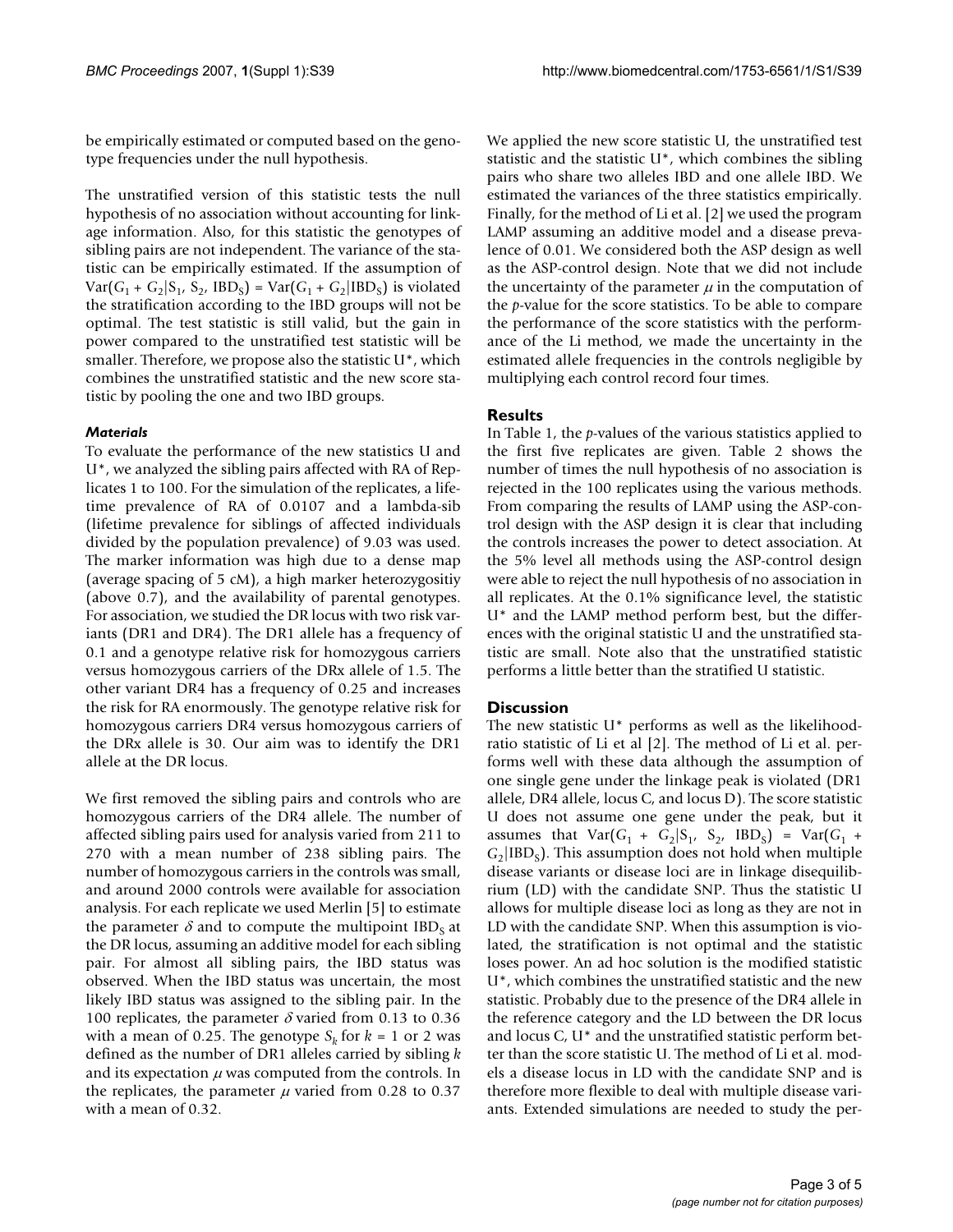be empirically estimated or computed based on the genotype frequencies under the null hypothesis.

The unstratified version of this statistic tests the null hypothesis of no association without accounting for linkage information. Also, for this statistic the genotypes of sibling pairs are not independent. The variance of the statistic can be empirically estimated. If the assumption of $\mathrm{Var}(G_1 + G_2|S_1, S_2, \mathrm{IBD_S}) = \mathrm{Var}(G_1 + G_2|\mathrm{IBD_S})$ is violated the stratification according to the IBD groups will not be optimal. The test statistic is still valid, but the gain in power compared to the unstratified test statistic will be smaller. Therefore, we propose also the statistic U*, which combines the unstratified statistic and the new score statistic by pooling the one and two IBD groups.

### *Materials*

To evaluate the performance of the new statistics U and U*, we analyzed the sibling pairs affected with RA of Replicates 1 to 100. For the simulation of the replicates, a lifetime prevalence of RA of 0.0107 and a lambda-sib (lifetime prevalence for siblings of affected individuals divided by the population prevalence) of 9.03 was used. The marker information was high due to a dense map (average spacing of 5 cM), a high marker heterozygositiy (above 0.7), and the availability of parental genotypes. For association, we studied the DR locus with two risk variants (DR1 and DR4). The DR1 allele has a frequency of 0.1 and a genotype relative risk for homozygous carriers versus homozygous carriers of the DRx allele of 1.5. The other variant DR4 has a frequency of 0.25 and increases the risk for RA enormously. The genotype relative risk for homozygous carriers DR4 versus homozygous carriers of the DRx allele is 30. Our aim was to identify the DR1 allele at the DR locus.

We first removed the sibling pairs and controls who are homozygous carriers of the DR4 allele. The number of affected sibling pairs used for analysis varied from 211 to 270 with a mean number of 238 sibling pairs. The number of homozygous carriers in the controls was small, and around 2000 controls were available for association analysis. For each replicate we used Merlin [5] to estimate the parameter $\delta$ and to compute the multipoint $\mathrm{IBD_S}$ at the DR locus, assuming an additive model for each sibling pair. For almost all sibling pairs, the IBD status was observed. When the IBD status was uncertain, the most likely IBD status was assigned to the sibling pair. In the 100 replicates, the parameter $\delta$ varied from 0.13 to 0.36 with a mean of 0.25. The genotype $S_k$ for $k$ = 1 or 2 was defined as the number of DR1 alleles carried by sibling $k$ and its expectation $\mu$ was computed from the controls. In the replicates, the parameter $\mu$ varied from 0.28 to 0.37 with a mean of 0.32.

We applied the new score statistic U, the unstratified test statistic and the statistic U*, which combines the sibling pairs who share two alleles IBD and one allele IBD. We estimated the variances of the three statistics empirically. Finally, for the method of Li et al. [2] we used the program LAMP assuming an additive model and a disease prevalence of 0.01. We considered both the ASP design as well as the ASP-control design. Note that we did not include the uncertainty of the parameter $\mu$ in the computation of the *p*-value for the score statistics. To be able to compare the performance of the score statistics with the performance of the Li method, we made the uncertainty in the estimated allele frequencies in the controls negligible by multiplying each control record four times.

## Results

In Table 1, the *p*-values of the various statistics applied to the first five replicates are given. Table 2 shows the number of times the null hypothesis of no association is rejected in the 100 replicates using the various methods. From comparing the results of LAMP using the ASP-control design with the ASP design it is clear that including the controls increases the power to detect association. At the 5% level all methods using the ASP-control design were able to reject the null hypothesis of no association in all replicates. At the 0.1% significance level, the statistic U* and the LAMP method perform best, but the differences with the original statistic U and the unstratified statistic are small. Note also that the unstratified statistic performs a little better than the stratified U statistic.

## Discussion

The new statistic U* performs as well as the likelihood-ratio statistic of Li et al [2]. The method of Li et al. performs well with these data although the assumption of one single gene under the linkage peak is violated (DR1 allele, DR4 allele, locus C, and locus D). The score statistic U does not assume one gene under the peak, but it assumes that $\mathrm{Var}(G_1 + G_2|S_1, S_2, \mathrm{IBD_S}) = \mathrm{Var}(G_1 + G_2|\mathrm{IBD_S})$. This assumption does not hold when multiple disease variants or disease loci are in linkage disequilibrium (LD) with the candidate SNP. Thus the statistic U allows for multiple disease loci as long as they are not in LD with the candidate SNP. When this assumption is violated, the stratification is not optimal and the statistic loses power. An ad hoc solution is the modified statistic U*, which combines the unstratified statistic and the new statistic. Probably due to the presence of the DR4 allele in the reference category and the LD between the DR locus and locus C, U* and the unstratified statistic perform better than the score statistic U. The method of Li et al. models a disease locus in LD with the candidate SNP and is therefore more flexible to deal with multiple disease variants. Extended simulations are needed to study the per-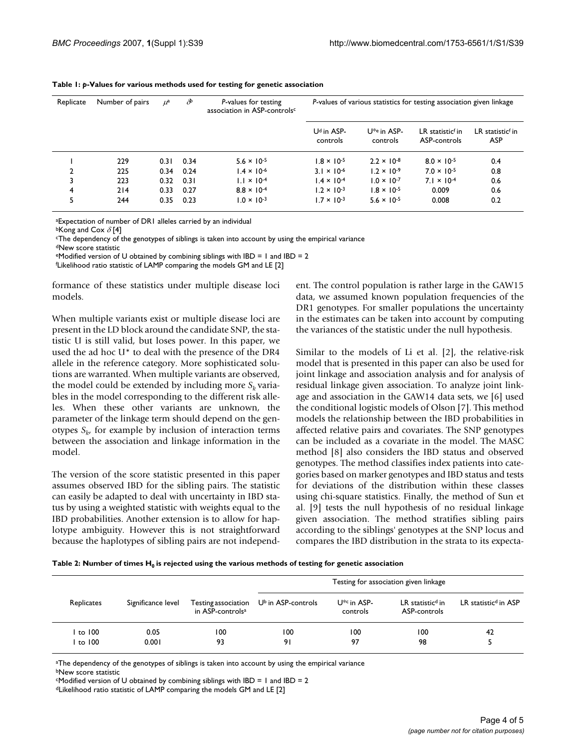**Table 1: *p*-Values for various methods used for testing for genetic association**

| Replicate | Number of pairs | $\mu$[a] | $\delta$[b] | *P*-values for testing association in ASP-controls[c] | *P*-values of various statistics for testing association given linkage | | | |
|---|---|---|---|---|---|---|---|---|
| | | | | | U[d] in ASP-controls | U*[e] in ASP-controls | LR statistic[f] in ASP-controls | LR statistic[f] in ASP |
| 1 | 229 | 0.31 | 0.34 | $5.6 \times 10^{-5}$ | $1.8 \times 10^{-5}$ | $2.2 \times 10^{-8}$ | $8.0 \times 10^{-5}$ | 0.4 |
| 2 | 225 | 0.34 | 0.24 | $1.4 \times 10^{-6}$ | $3.1 \times 10^{-6}$ | $1.2 \times 10^{-9}$ | $7.0 \times 10^{-5}$ | 0.8 |
| 3 | 223 | 0.32 | 0.31 | $1.1 \times 10^{-4}$ | $1.4 \times 10^{-4}$ | $1.0 \times 10^{-7}$ | $7.1 \times 10^{-4}$ | 0.6 |
| 4 | 214 | 0.33 | 0.27 | $8.8 \times 10^{-4}$ | $1.2 \times 10^{-3}$ | $1.8 \times 10^{-5}$ | 0.009 | 0.6 |
| 5 | 244 | 0.35 | 0.23 | $1.0 \times 10^{-3}$ | $1.7 \times 10^{-3}$ | $5.6 \times 10^{-5}$ | 0.008 | 0.2 |

[a]Expectation of number of DR1 alleles carried by an individual
[b]Kong and Cox $\delta$ [4]
[c]The dependency of the genotypes of siblings is taken into account by using the empirical variance
[d]New score statistic
[e]Modified version of U obtained by combining siblings with IBD = 1 and IBD = 2
[f]Likelihood ratio statistic of LAMP comparing the models GM and LE [2]

formance of these statistics under multiple disease loci models.

When multiple variants exist or multiple disease loci are present in the LD block around the candidate SNP, the statistic U is still valid, but loses power. In this paper, we used the ad hoc U* to deal with the presence of the DR4 allele in the reference category. More sophisticated solutions are warranted. When multiple variants are observed, the model could be extended by including more $S_k$ variables in the model corresponding to the different risk alleles. When these other variants are unknown, the parameter of the linkage term should depend on the genotypes $S_k$, for example by inclusion of interaction terms between the association and linkage information in the model.

The version of the score statistic presented in this paper assumes observed IBD for the sibling pairs. The statistic can easily be adapted to deal with uncertainty in IBD status by using a weighted statistic with weights equal to the IBD probabilities. Another extension is to allow for haplotype ambiguity. However this is not straightforward because the haplotypes of sibling pairs are not independent. The control population is rather large in the GAW15 data, we assumed known population frequencies of the DR1 genotypes. For smaller populations the uncertainty in the estimates can be taken into account by computing the variances of the statistic under the null hypothesis.

Similar to the models of Li et al. [2], the relative-risk model that is presented in this paper can also be used for joint linkage and association analysis and for analysis of residual linkage given association. To analyze joint linkage and association in the GAW14 data sets, we [6] used the conditional logistic models of Olson [7]. This method models the relationship between the IBD probabilities in affected relative pairs and covariates. The SNP genotypes can be included as a covariate in the model. The MASC method [8] also considers the IBD status and observed genotypes. The method classifies index patients into categories based on marker genotypes and IBD status and tests for deviations of the distribution within these classes using chi-square statistics. Finally, the method of Sun et al. [9] tests the null hypothesis of no residual linkage given association. The method stratifies sibling pairs according to the siblings' genotypes at the SNP locus and compares the IBD distribution in the strata to its expecta-

**Table 2: Number of times $H_0$ is rejected using the various methods of testing for genetic association**

| Replicates | Significance level | Testing association in ASP-controls[a] | Testing for association given linkage | | | |
|---|---|---|---|---|---|---|
| | | | U[b] in ASP-controls | U*[c] in ASP-controls | LR statistic[d] in ASP-controls | LR statistic[d] in ASP |
| 1 to 100 | 0.05 | 100 | 100 | 100 | 100 | 42 |
| 1 to 100 | 0.001 | 93 | 91 | 97 | 98 | 5 |

[a]The dependency of the genotypes of siblings is taken into account by using the empirical variance
[b]New score statistic
[c]Modified version of U obtained by combining siblings with IBD = 1 and IBD = 2
[d]Likelihood ratio statistic of LAMP comparing the models GM and LE [2]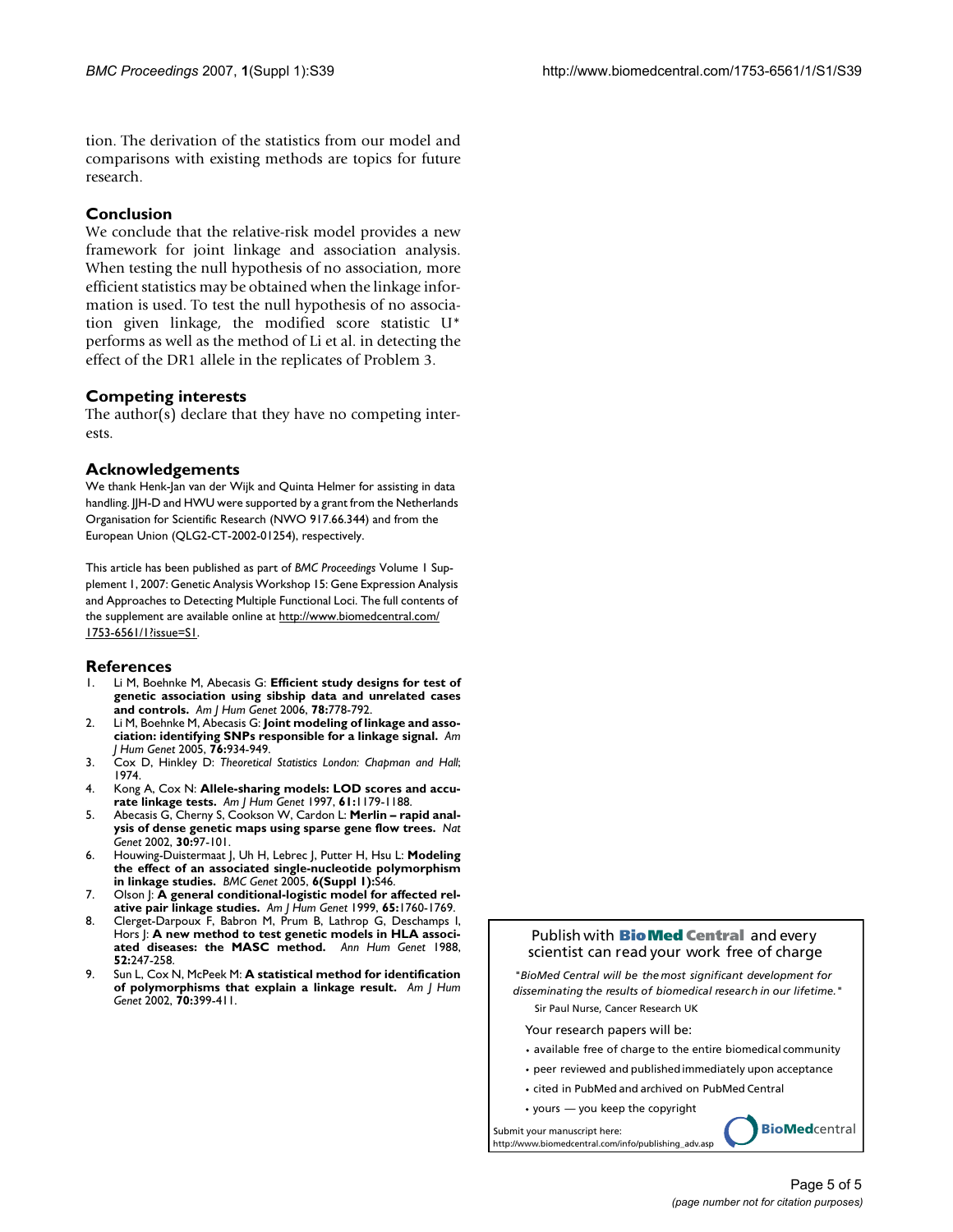tion. The derivation of the statistics from our model and comparisons with existing methods are topics for future research.

## Conclusion

We conclude that the relative-risk model provides a new framework for joint linkage and association analysis. When testing the null hypothesis of no association, more efficient statistics may be obtained when the linkage information is used. To test the null hypothesis of no association given linkage, the modified score statistic $U^*$ performs as well as the method of Li et al. in detecting the effect of the DR1 allele in the replicates of Problem 3.

## Competing interests

The author(s) declare that they have no competing interests.

## Acknowledgements

We thank Henk-Jan van der Wijk and Quinta Helmer for assisting in data handling. JJH-D and HWU were supported by a grant from the Netherlands Organisation for Scientific Research (NWO 917.66.344) and from the European Union (QLG2-CT-2002-01254), respectively.

This article has been published as part of *BMC Proceedings* Volume 1 Supplement 1, 2007: Genetic Analysis Workshop 15: Gene Expression Analysis and Approaches to Detecting Multiple Functional Loci. The full contents of the supplement are available online at http://www.biomedcentral.com/1753-6561/1?issue=S1.

## References

1. Li M, Boehnke M, Abecasis G: **Efficient study designs for test of genetic association using sibship data and unrelated cases and controls.** *Am J Hum Genet* 2006, **78:**778-792.
2. Li M, Boehnke M, Abecasis G: **Joint modeling of linkage and association: identifying SNPs responsible for a linkage signal.** *Am J Hum Genet* 2005, **76:**934-949.
3. Cox D, Hinkley D: *Theoretical Statistics London: Chapman and Hall*; 1974.
4. Kong A, Cox N: **Allele-sharing models: LOD scores and accurate linkage tests.** *Am J Hum Genet* 1997, **61:**1179-1188.
5. Abecasis G, Cherny S, Cookson W, Cardon L: **Merlin – rapid analysis of dense genetic maps using sparse gene flow trees.** *Nat Genet* 2002, **30:**97-101.
6. Houwing-Duistermaat J, Uh H, Lebrec J, Putter H, Hsu L: **Modeling the effect of an associated single-nucleotide polymorphism in linkage studies.** *BMC Genet* 2005, **6(Suppl 1):**S46.
7. Olson J: **A general conditional-logistic model for affected relative pair linkage studies.** *Am J Hum Genet* 1999, **65:**1760-1769.
8. Clerget-Darpoux F, Babron M, Prum B, Lathrop G, Deschamps I, Hors J: **A new method to test genetic models in HLA associated diseases: the MASC method.** *Ann Hum Genet* 1988, **52:**247-258.
9. Sun L, Cox N, McPeek M: **A statistical method for identification of polymorphisms that explain a linkage result.** *Am J Hum Genet* 2002, **70:**399-411.

Publish with **BioMed Central** and every scientist can read your work free of charge

*"BioMed Central will be the most significant development for disseminating the results of biomedical research in our lifetime."*
Sir Paul Nurse, Cancer Research UK

Your research papers will be:

- available free of charge to the entire biomedical community
- peer reviewed and published immediately upon acceptance
- cited in PubMed and archived on PubMed Central
- yours — you keep the copyright

Submit your manuscript here:
http://www.biomedcentral.com/info/publishing_adv.asp

BioMedcentral